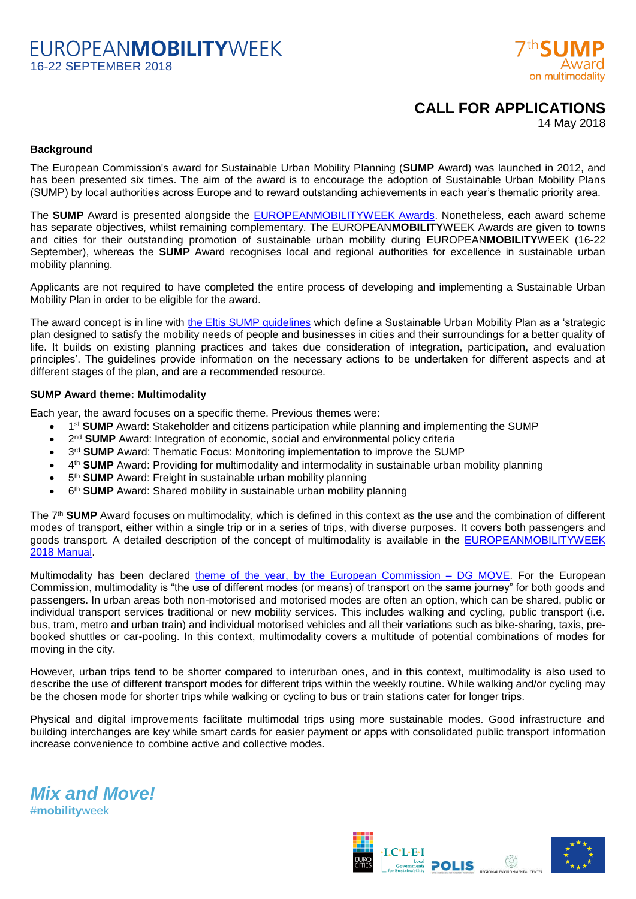EUROPEAN**MOBILITY**WEEK
16-22 SEPTEMBER 2018

7th **SUMP** Award on multimodality

# CALL FOR APPLICATIONS

14 May 2018

### Background

The European Commission's award for Sustainable Urban Mobility Planning (**SUMP** Award) was launched in 2012, and has been presented six times. The aim of the award is to encourage the adoption of Sustainable Urban Mobility Plans (SUMP) by local authorities across Europe and to reward outstanding achievements in each year's thematic priority area.

The **SUMP** Award is presented alongside the EUROPEANMOBILITYWEEK Awards. Nonetheless, each award scheme has separate objectives, whilst remaining complementary. The EUROPEAN**MOBILITY**WEEK Awards are given to towns and cities for their outstanding promotion of sustainable urban mobility during EUROPEAN**MOBILITY**WEEK (16-22 September), whereas the **SUMP** Award recognises local and regional authorities for excellence in sustainable urban mobility planning.

Applicants are not required to have completed the entire process of developing and implementing a Sustainable Urban Mobility Plan in order to be eligible for the award.

The award concept is in line with the Eltis SUMP guidelines which define a Sustainable Urban Mobility Plan as a 'strategic plan designed to satisfy the mobility needs of people and businesses in cities and their surroundings for a better quality of life. It builds on existing planning practices and takes due consideration of integration, participation, and evaluation principles'. The guidelines provide information on the necessary actions to be undertaken for different aspects and at different stages of the plan, and are a recommended resource.

### SUMP Award theme: Multimodality

Each year, the award focuses on a specific theme. Previous themes were:

- 1st **SUMP** Award: Stakeholder and citizens participation while planning and implementing the SUMP
- 2nd **SUMP** Award: Integration of economic, social and environmental policy criteria
- 3rd **SUMP** Award: Thematic Focus: Monitoring implementation to improve the SUMP
- 4th **SUMP** Award: Providing for multimodality and intermodality in sustainable urban mobility planning
- 5th **SUMP** Award: Freight in sustainable urban mobility planning
- 6th **SUMP** Award: Shared mobility in sustainable urban mobility planning

The 7th **SUMP** Award focuses on multimodality, which is defined in this context as the use and the combination of different modes of transport, either within a single trip or in a series of trips, with diverse purposes. It covers both passengers and goods transport. A detailed description of the concept of multimodality is available in the EUROPEANMOBILITYWEEK 2018 Manual.

Multimodality has been declared theme of the year, by the European Commission – DG MOVE. For the European Commission, multimodality is "the use of different modes (or means) of transport on the same journey" for both goods and passengers. In urban areas both non-motorised and motorised modes are often an option, which can be shared, public or individual transport services traditional or new mobility services. This includes walking and cycling, public transport (i.e. bus, tram, metro and urban train) and individual motorised vehicles and all their variations such as bike-sharing, taxis, pre-booked shuttles or car-pooling. In this context, multimodality covers a multitude of potential combinations of modes for moving in the city.

However, urban trips tend to be shorter compared to interurban ones, and in this context, multimodality is also used to describe the use of different transport modes for different trips within the weekly routine. While walking and/or cycling may be the chosen mode for shorter trips while walking or cycling to bus or train stations cater for longer trips.

Physical and digital improvements facilitate multimodal trips using more sustainable modes. Good infrastructure and building interchanges are key while smart cards for easier payment or apps with consolidated public transport information increase convenience to combine active and collective modes.

***Mix and Move!***
#**mobility**week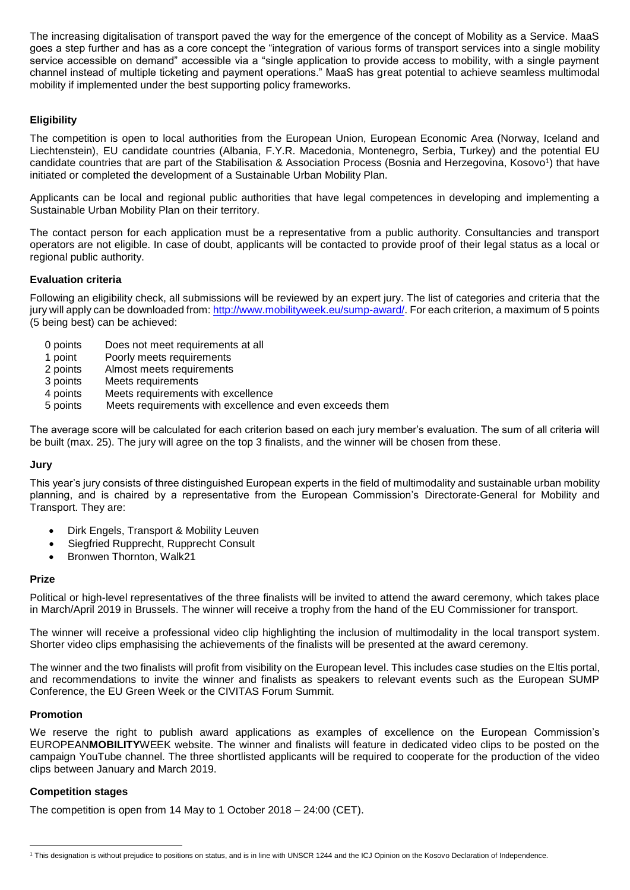The increasing digitalisation of transport paved the way for the emergence of the concept of Mobility as a Service. MaaS goes a step further and has as a core concept the "integration of various forms of transport services into a single mobility service accessible on demand" accessible via a "single application to provide access to mobility, with a single payment channel instead of multiple ticketing and payment operations." MaaS has great potential to achieve seamless multimodal mobility if implemented under the best supporting policy frameworks.

### Eligibility

The competition is open to local authorities from the European Union, European Economic Area (Norway, Iceland and Liechtenstein), EU candidate countries (Albania, F.Y.R. Macedonia, Montenegro, Serbia, Turkey) and the potential EU candidate countries that are part of the Stabilisation & Association Process (Bosnia and Herzegovina, Kosovo[1]) that have initiated or completed the development of a Sustainable Urban Mobility Plan.

Applicants can be local and regional public authorities that have legal competences in developing and implementing a Sustainable Urban Mobility Plan on their territory.

The contact person for each application must be a representative from a public authority. Consultancies and transport operators are not eligible. In case of doubt, applicants will be contacted to provide proof of their legal status as a local or regional public authority.

### Evaluation criteria

Following an eligibility check, all submissions will be reviewed by an expert jury. The list of categories and criteria that the jury will apply can be downloaded from: http://www.mobilityweek.eu/sump-award/. For each criterion, a maximum of 5 points (5 being best) can be achieved:

- 0 points Does not meet requirements at all
- 1 point Poorly meets requirements
- 2 points Almost meets requirements
- 3 points Meets requirements
- 4 points Meets requirements with excellence
- 5 points Meets requirements with excellence and even exceeds them

The average score will be calculated for each criterion based on each jury member's evaluation. The sum of all criteria will be built (max. 25). The jury will agree on the top 3 finalists, and the winner will be chosen from these.

### Jury

This year's jury consists of three distinguished European experts in the field of multimodality and sustainable urban mobility planning, and is chaired by a representative from the European Commission's Directorate-General for Mobility and Transport. They are:

- Dirk Engels, Transport & Mobility Leuven
- Siegfried Rupprecht, Rupprecht Consult
- Bronwen Thornton, Walk21

### Prize

Political or high-level representatives of the three finalists will be invited to attend the award ceremony, which takes place in March/April 2019 in Brussels. The winner will receive a trophy from the hand of the EU Commissioner for transport.

The winner will receive a professional video clip highlighting the inclusion of multimodality in the local transport system. Shorter video clips emphasising the achievements of the finalists will be presented at the award ceremony.

The winner and the two finalists will profit from visibility on the European level. This includes case studies on the Eltis portal, and recommendations to invite the winner and finalists as speakers to relevant events such as the European SUMP Conference, the EU Green Week or the CIVITAS Forum Summit.

### Promotion

We reserve the right to publish award applications as examples of excellence on the European Commission's EUROPEAN**MOBILITY**WEEK website. The winner and finalists will feature in dedicated video clips to be posted on the campaign YouTube channel. The three shortlisted applicants will be required to cooperate for the production of the video clips between January and March 2019.

### Competition stages

The competition is open from 14 May to 1 October 2018 – 24:00 (CET).

[1] This designation is without prejudice to positions on status, and is in line with UNSCR 1244 and the ICJ Opinion on the Kosovo Declaration of Independence.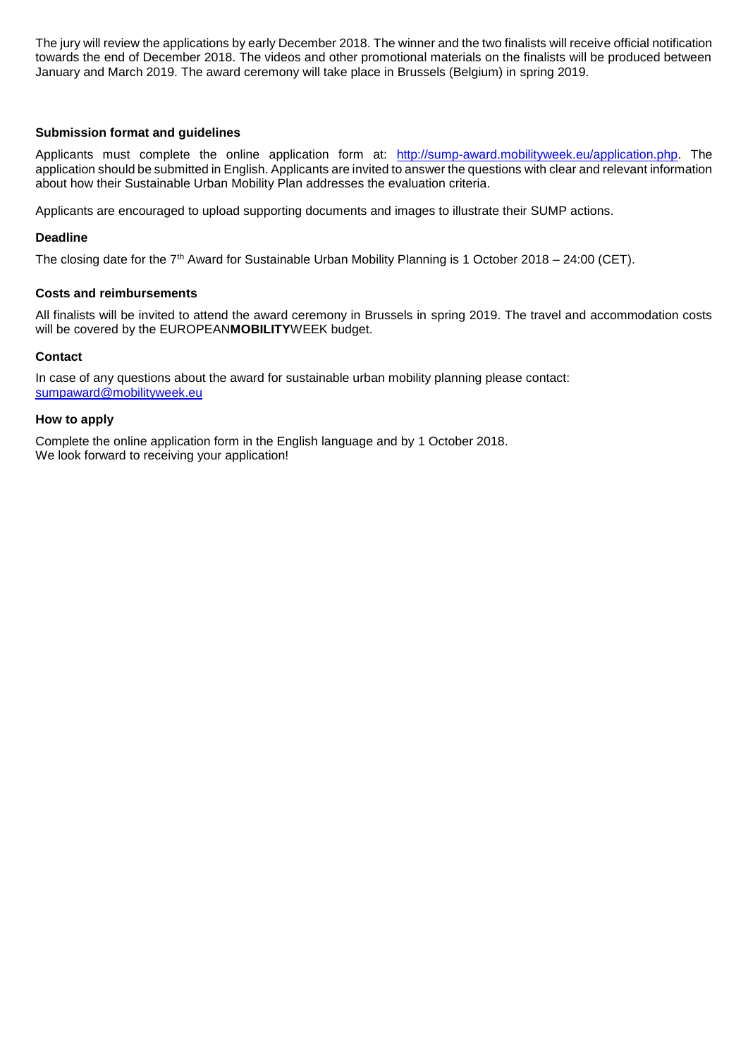The jury will review the applications by early December 2018. The winner and the two finalists will receive official notification towards the end of December 2018. The videos and other promotional materials on the finalists will be produced between January and March 2019. The award ceremony will take place in Brussels (Belgium) in spring 2019.

### Submission format and guidelines

Applicants must complete the online application form at: http://sump-award.mobilityweek.eu/application.php. The application should be submitted in English. Applicants are invited to answer the questions with clear and relevant information about how their Sustainable Urban Mobility Plan addresses the evaluation criteria.

Applicants are encouraged to upload supporting documents and images to illustrate their SUMP actions.

### Deadline

The closing date for the 7th Award for Sustainable Urban Mobility Planning is 1 October 2018 – 24:00 (CET).

### Costs and reimbursements

All finalists will be invited to attend the award ceremony in Brussels in spring 2019. The travel and accommodation costs will be covered by the EUROPEAN**MOBILITY**WEEK budget.

### Contact

In case of any questions about the award for sustainable urban mobility planning please contact:
sumpaward@mobilityweek.eu

### How to apply

Complete the online application form in the English language and by 1 October 2018.
We look forward to receiving your application!